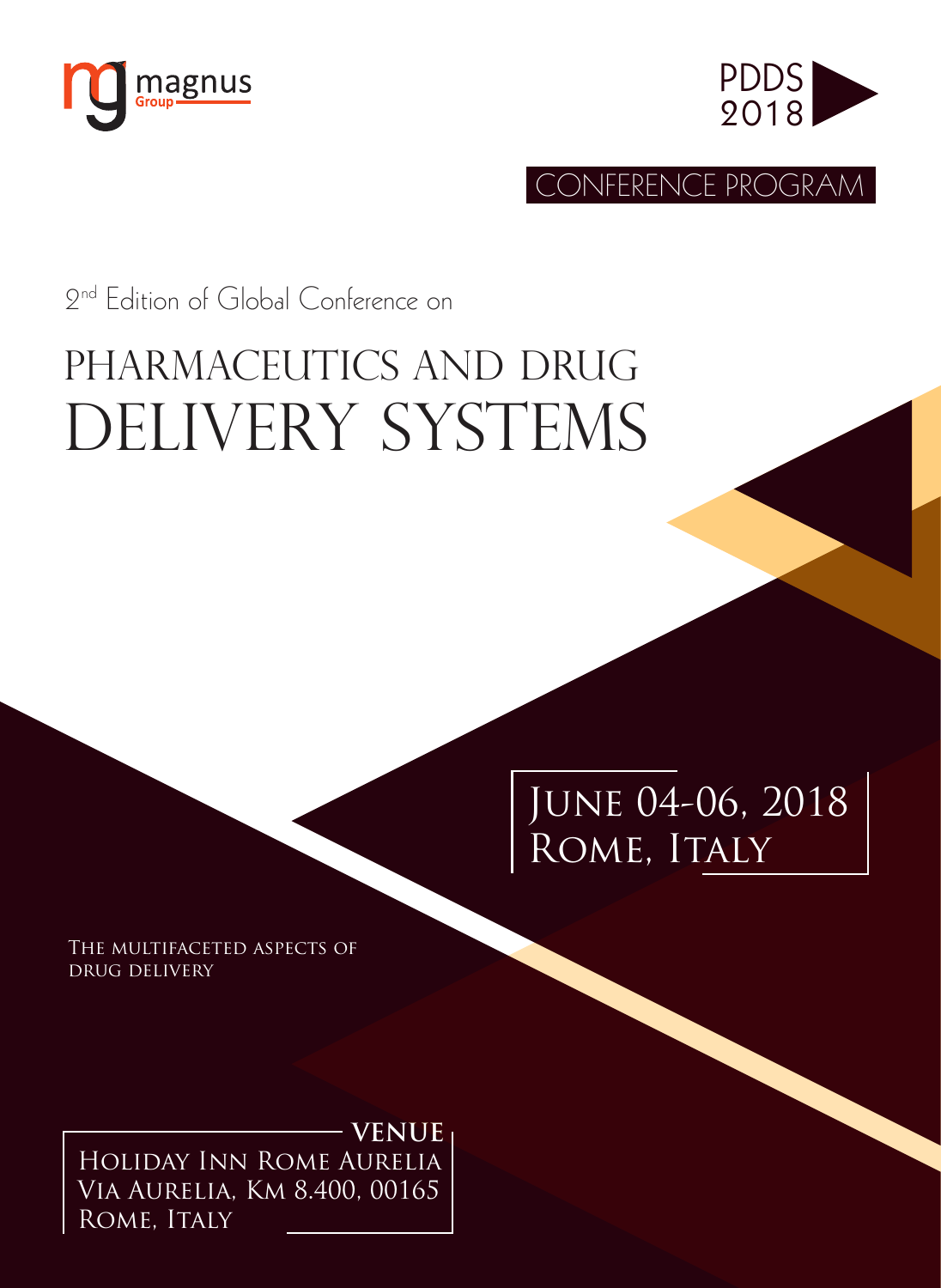magnus Group

PDDS 2018

CONFERENCE PROGRAM

2nd Edition of Global Conference on

# PHARMACEUTICS AND DRUG DELIVERY SYSTEMS

June 04-06, 2018
Rome, Italy

The multifaceted aspects of drug delivery

**VENUE**

Holiday Inn Rome Aurelia
Via Aurelia, Km 8.400, 00165
Rome, Italy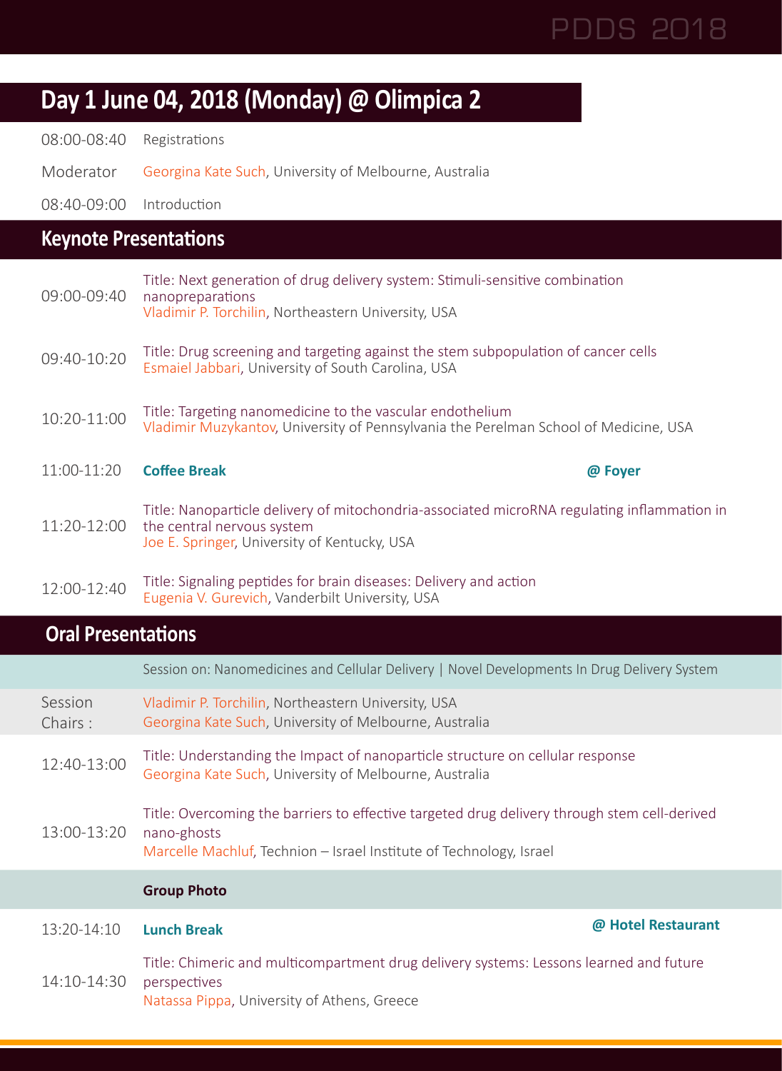## Day 1 June 04, 2018 (Monday) @ Olimpica 2

| | |
|---|---|
| 08:00-08:40 | Registrations |
| Moderator | Georgina Kate Such, University of Melbourne, Australia |
| 08:40-09:00 | Introduction |

### Keynote Presentations

| | |
|---|---|
| 09:00-09:40 | Title: Next generation of drug delivery system: Stimuli-sensitive combination nanopreparations<br>Vladimir P. Torchilin, Northeastern University, USA |
| 09:40-10:20 | Title: Drug screening and targeting against the stem subpopulation of cancer cells<br>Esmaiel Jabbari, University of South Carolina, USA |
| 10:20-11:00 | Title: Targeting nanomedicine to the vascular endothelium<br>Vladimir Muzykantov, University of Pennsylvania the Perelman School of Medicine, USA |
| 11:00-11:20 | **Coffee Break** **@ Foyer** |
| 11:20-12:00 | Title: Nanoparticle delivery of mitochondria-associated microRNA regulating inflammation in the central nervous system<br>Joe E. Springer, University of Kentucky, USA |
| 12:00-12:40 | Title: Signaling peptides for brain diseases: Delivery and action<br>Eugenia V. Gurevich, Vanderbilt University, USA |

### Oral Presentations

| | |
|---|---|
| | Session on: Nanomedicines and Cellular Delivery \| Novel Developments In Drug Delivery System |
| Session Chairs : | Vladimir P. Torchilin, Northeastern University, USA<br>Georgina Kate Such, University of Melbourne, Australia |
| 12:40-13:00 | Title: Understanding the Impact of nanoparticle structure on cellular response<br>Georgina Kate Such, University of Melbourne, Australia |
| 13:00-13:20 | Title: Overcoming the barriers to effective targeted drug delivery through stem cell-derived nano-ghosts<br>Marcelle Machluf, Technion – Israel Institute of Technology, Israel |
| | **Group Photo** |
| 13:20-14:10 | **Lunch Break** **@ Hotel Restaurant** |
| 14:10-14:30 | Title: Chimeric and multicompartment drug delivery systems: Lessons learned and future perspectives<br>Natassa Pippa, University of Athens, Greece |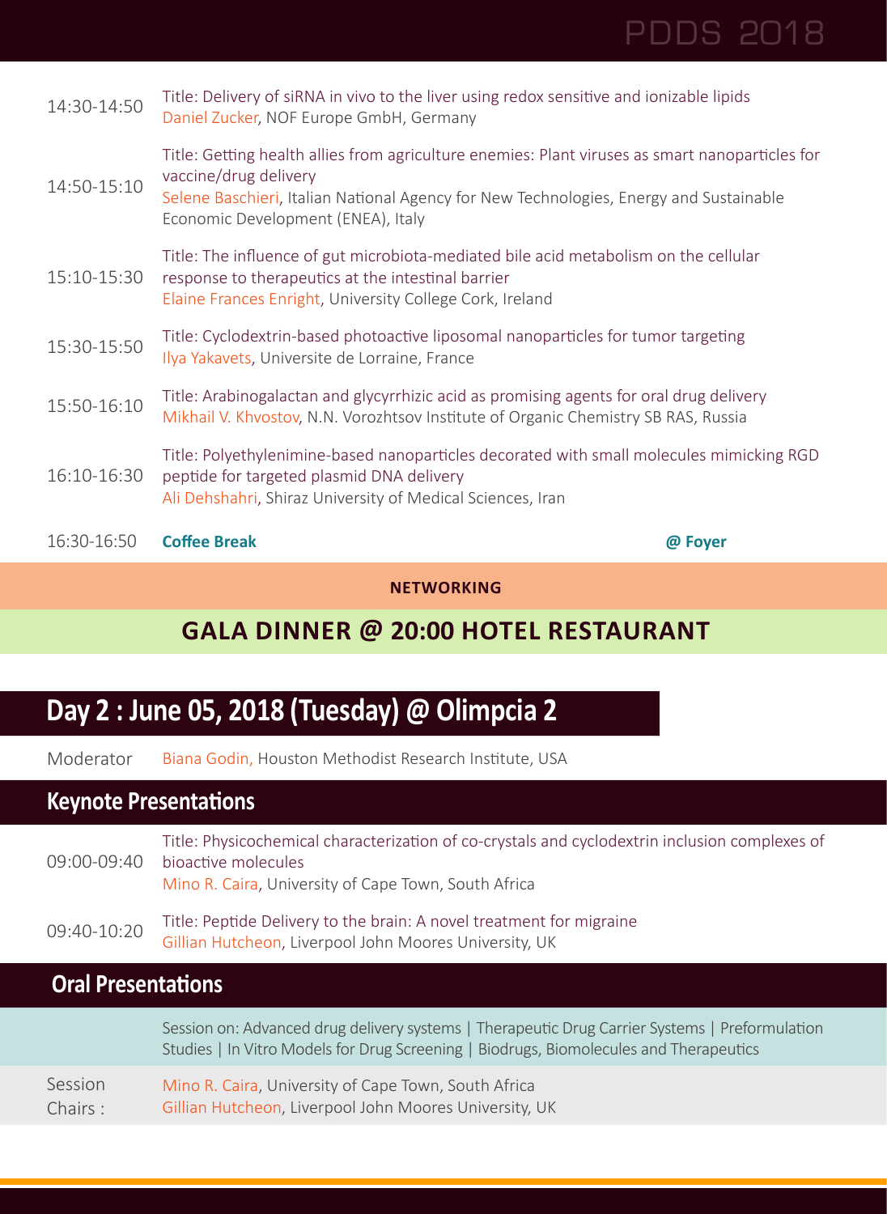| | |
|---|---|
| 14:30-14:50 | Title: Delivery of siRNA in vivo to the liver using redox sensitive and ionizable lipids<br>Daniel Zucker, NOF Europe GmbH, Germany |
| 14:50-15:10 | Title: Getting health allies from agriculture enemies: Plant viruses as smart nanoparticles for vaccine/drug delivery<br>Selene Baschieri, Italian National Agency for New Technologies, Energy and Sustainable Economic Development (ENEA), Italy |
| 15:10-15:30 | Title: The influence of gut microbiota-mediated bile acid metabolism on the cellular response to therapeutics at the intestinal barrier<br>Elaine Frances Enright, University College Cork, Ireland |
| 15:30-15:50 | Title: Cyclodextrin-based photoactive liposomal nanoparticles for tumor targeting<br>Ilya Yakavets, Universite de Lorraine, France |
| 15:50-16:10 | Title: Arabinogalactan and glycyrrhizic acid as promising agents for oral drug delivery<br>Mikhail V. Khvostov, N.N. Vorozhtsov Institute of Organic Chemistry SB RAS, Russia |
| 16:10-16:30 | Title: Polyethylenimine-based nanoparticles decorated with small molecules mimicking RGD peptide for targeted plasmid DNA delivery<br>Ali Dehshahri, Shiraz University of Medical Sciences, Iran |
| 16:30-16:50 | **Coffee Break** **@ Foyer** |

**NETWORKING**

**GALA DINNER @ 20:00 HOTEL RESTAURANT**

# Day 2 : June 05, 2018 (Tuesday) @ Olimpcia 2

Moderator: Biana Godin, Houston Methodist Research Institute, USA

## Keynote Presentations

| | |
|---|---|
| 09:00-09:40 | Title: Physicochemical characterization of co-crystals and cyclodextrin inclusion complexes of bioactive molecules<br>Mino R. Caira, University of Cape Town, South Africa |
| 09:40-10:20 | Title: Peptide Delivery to the brain: A novel treatment for migraine<br>Gillian Hutcheon, Liverpool John Moores University, UK |

## Oral Presentations

Session on: Advanced drug delivery systems | Therapeutic Drug Carrier Systems | Preformulation Studies | In Vitro Models for Drug Screening | Biodrugs, Biomolecules and Therapeutics

Session Chairs :
Mino R. Caira, University of Cape Town, South Africa
Gillian Hutcheon, Liverpool John Moores University, UK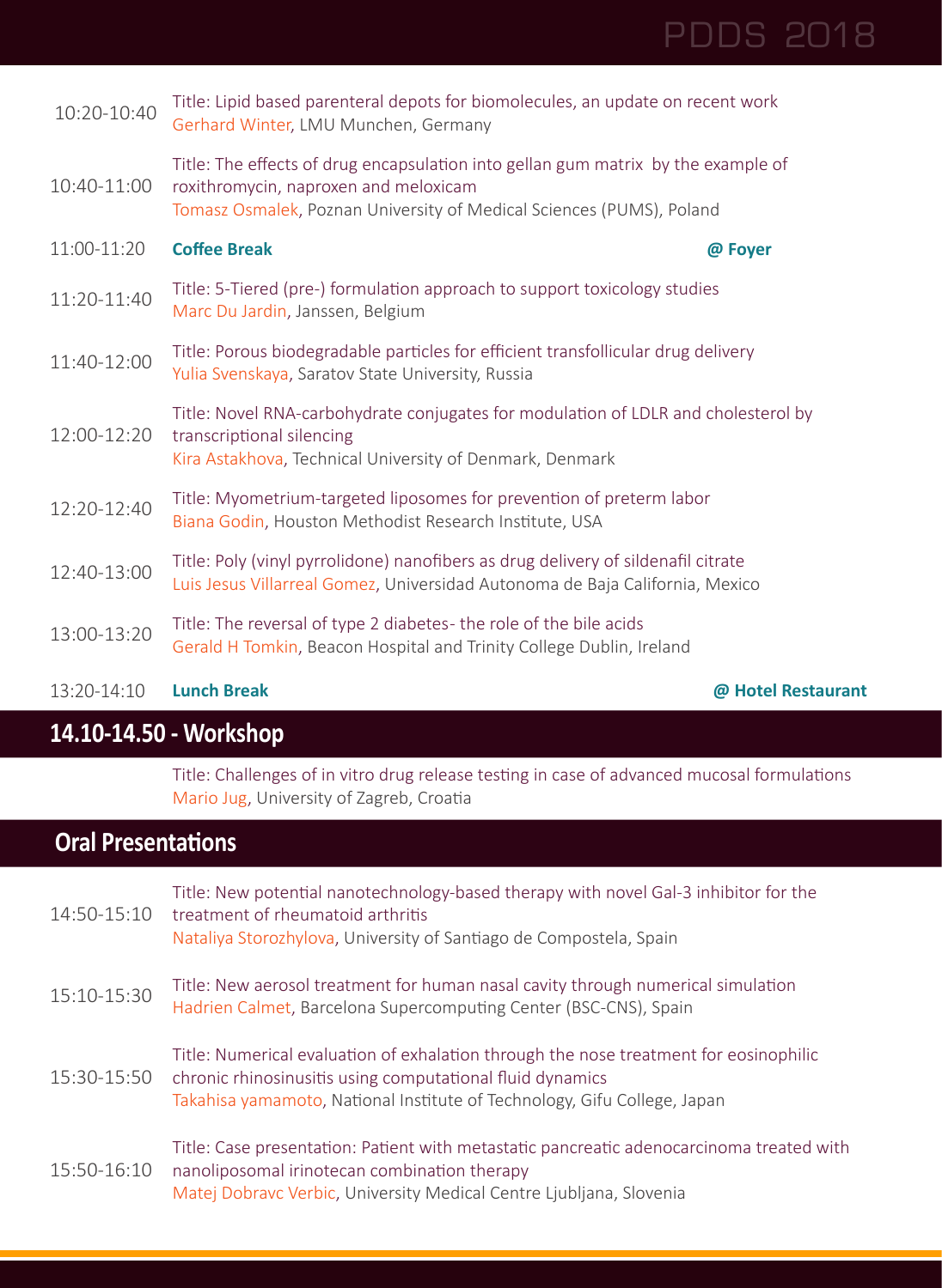| | |
|---|---|
| 10:20-10:40 | Title: Lipid based parenteral depots for biomolecules, an update on recent work<br>Gerhard Winter, LMU Munchen, Germany |
| 10:40-11:00 | Title: The effects of drug encapsulation into gellan gum matrix by the example of roxithromycin, naproxen and meloxicam<br>Tomasz Osmalek, Poznan University of Medical Sciences (PUMS), Poland |
| 11:00-11:20 | **Coffee Break** **@ Foyer** |
| 11:20-11:40 | Title: 5-Tiered (pre-) formulation approach to support toxicology studies<br>Marc Du Jardin, Janssen, Belgium |
| 11:40-12:00 | Title: Porous biodegradable particles for efficient transfollicular drug delivery<br>Yulia Svenskaya, Saratov State University, Russia |
| 12:00-12:20 | Title: Novel RNA-carbohydrate conjugates for modulation of LDLR and cholesterol by transcriptional silencing<br>Kira Astakhova, Technical University of Denmark, Denmark |
| 12:20-12:40 | Title: Myometrium-targeted liposomes for prevention of preterm labor<br>Biana Godin, Houston Methodist Research Institute, USA |
| 12:40-13:00 | Title: Poly (vinyl pyrrolidone) nanofibers as drug delivery of sildenafil citrate<br>Luis Jesus Villarreal Gomez, Universidad Autonoma de Baja California, Mexico |
| 13:00-13:20 | Title: The reversal of type 2 diabetes- the role of the bile acids<br>Gerald H Tomkin, Beacon Hospital and Trinity College Dublin, Ireland |
| 13:20-14:10 | **Lunch Break** **@ Hotel Restaurant** |

## 14.10-14.50 - Workshop

Title: Challenges of in vitro drug release testing in case of advanced mucosal formulations
Mario Jug, University of Zagreb, Croatia

## Oral Presentations

| | |
|---|---|
| 14:50-15:10 | Title: New potential nanotechnology-based therapy with novel Gal-3 inhibitor for the treatment of rheumatoid arthritis<br>Nataliya Storozhylova, University of Santiago de Compostela, Spain |
| 15:10-15:30 | Title: New aerosol treatment for human nasal cavity through numerical simulation<br>Hadrien Calmet, Barcelona Supercomputing Center (BSC-CNS), Spain |
| 15:30-15:50 | Title: Numerical evaluation of exhalation through the nose treatment for eosinophilic chronic rhinosinusitis using computational fluid dynamics<br>Takahisa yamamoto, National Institute of Technology, Gifu College, Japan |
| 15:50-16:10 | Title: Case presentation: Patient with metastatic pancreatic adenocarcinoma treated with nanoliposomal irinotecan combination therapy<br>Matej Dobravc Verbic, University Medical Centre Ljubljana, Slovenia |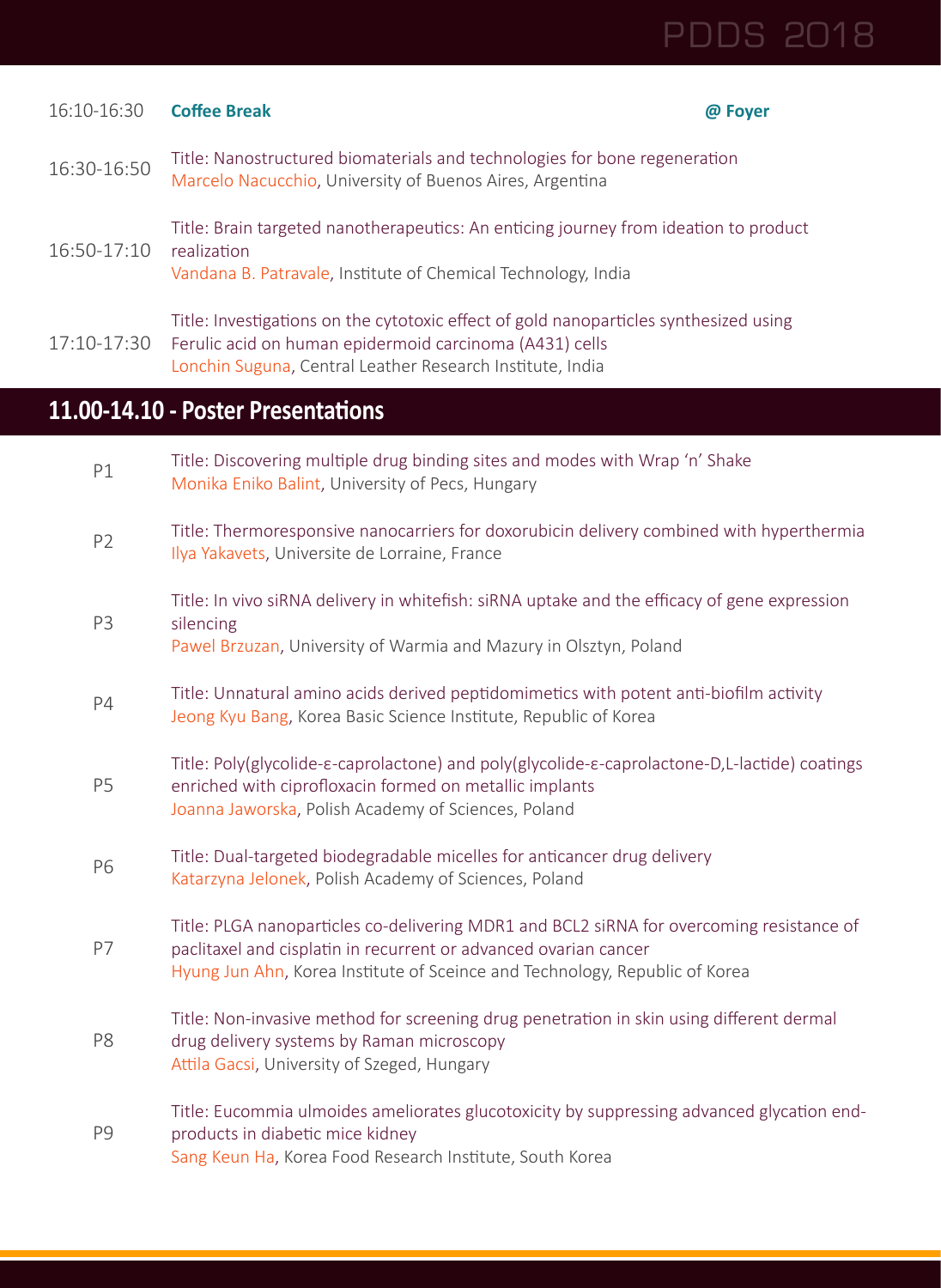| | | |
|---|---|---|
| 16:10-16:30 | **Coffee Break** | **@ Foyer** |
| 16:30-16:50 | Title: Nanostructured biomaterials and technologies for bone regeneration<br>Marcelo Nacucchio, University of Buenos Aires, Argentina | |
| 16:50-17:10 | Title: Brain targeted nanotherapeutics: An enticing journey from ideation to product realization<br>Vandana B. Patravale, Institute of Chemical Technology, India | |
| 17:10-17:30 | Title: Investigations on the cytotoxic effect of gold nanoparticles synthesized using Ferulic acid on human epidermoid carcinoma (A431) cells<br>Lonchin Suguna, Central Leather Research Institute, India | |

## 11.00-14.10 - Poster Presentations

| | |
|---|---|
| P1 | Title: Discovering multiple drug binding sites and modes with Wrap 'n' Shake<br>Monika Eniko Balint, University of Pecs, Hungary |
| P2 | Title: Thermoresponsive nanocarriers for doxorubicin delivery combined with hyperthermia<br>Ilya Yakavets, Universite de Lorraine, France |
| P3 | Title: In vivo siRNA delivery in whitefish: siRNA uptake and the efficacy of gene expression silencing<br>Pawel Brzuzan, University of Warmia and Mazury in Olsztyn, Poland |
| P4 | Title: Unnatural amino acids derived peptidomimetics with potent anti-biofilm activity<br>Jeong Kyu Bang, Korea Basic Science Institute, Republic of Korea |
| P5 | Title: Poly(glycolide-ε-caprolactone) and poly(glycolide-ε-caprolactone-D,L-lactide) coatings enriched with ciprofloxacin formed on metallic implants<br>Joanna Jaworska, Polish Academy of Sciences, Poland |
| P6 | Title: Dual-targeted biodegradable micelles for anticancer drug delivery<br>Katarzyna Jelonek, Polish Academy of Sciences, Poland |
| P7 | Title: PLGA nanoparticles co-delivering MDR1 and BCL2 siRNA for overcoming resistance of paclitaxel and cisplatin in recurrent or advanced ovarian cancer<br>Hyung Jun Ahn, Korea Institute of Sceince and Technology, Republic of Korea |
| P8 | Title: Non-invasive method for screening drug penetration in skin using different dermal drug delivery systems by Raman microscopy<br>Attila Gacsi, University of Szeged, Hungary |
| P9 | Title: Eucommia ulmoides ameliorates glucotoxicity by suppressing advanced glycation end-products in diabetic mice kidney<br>Sang Keun Ha, Korea Food Research Institute, South Korea |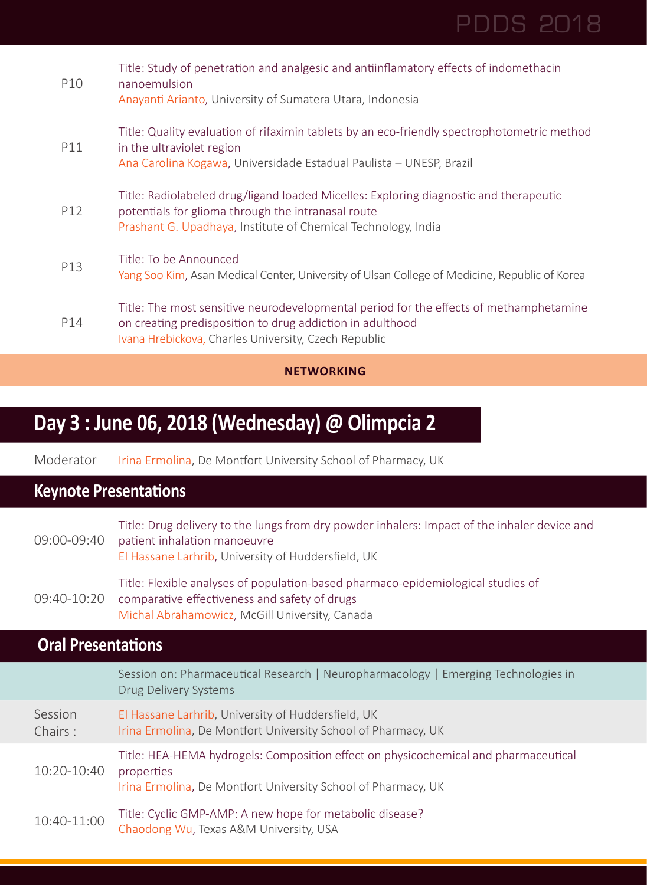| | |
|---|---|
| P10 | Title: Study of penetration and analgesic and antiinflamatory effects of indomethacin nanoemulsion<br>Anayanti Arianto, University of Sumatera Utara, Indonesia |
| P11 | Title: Quality evaluation of rifaximin tablets by an eco-friendly spectrophotometric method in the ultraviolet region<br>Ana Carolina Kogawa, Universidade Estadual Paulista – UNESP, Brazil |
| P12 | Title: Radiolabeled drug/ligand loaded Micelles: Exploring diagnostic and therapeutic potentials for glioma through the intranasal route<br>Prashant G. Upadhaya, Institute of Chemical Technology, India |
| P13 | Title: To be Announced<br>Yang Soo Kim, Asan Medical Center, University of Ulsan College of Medicine, Republic of Korea |
| P14 | Title: The most sensitive neurodevelopmental period for the effects of methamphetamine on creating predisposition to drug addiction in adulthood<br>Ivana Hrebickova, Charles University, Czech Republic |

**NETWORKING**

## Day 3 : June 06, 2018 (Wednesday) @ Olimpcia 2

Moderator: Irina Ermolina, De Montfort University School of Pharmacy, UK

### Keynote Presentations

| | |
|---|---|
| 09:00-09:40 | Title: Drug delivery to the lungs from dry powder inhalers: Impact of the inhaler device and patient inhalation manoeuvre<br>El Hassane Larhrib, University of Huddersfield, UK |
| 09:40-10:20 | Title: Flexible analyses of population-based pharmaco-epidemiological studies of comparative effectiveness and safety of drugs<br>Michal Abrahamowicz, McGill University, Canada |

### Oral Presentations

Session on: Pharmaceutical Research | Neuropharmacology | Emerging Technologies in Drug Delivery Systems

Session Chairs :
El Hassane Larhrib, University of Huddersfield, UK
Irina Ermolina, De Montfort University School of Pharmacy, UK

| | |
|---|---|
| 10:20-10:40 | Title: HEA-HEMA hydrogels: Composition effect on physicochemical and pharmaceutical properties<br>Irina Ermolina, De Montfort University School of Pharmacy, UK |
| 10:40-11:00 | Title: Cyclic GMP-AMP: A new hope for metabolic disease?<br>Chaodong Wu, Texas A&M University, USA |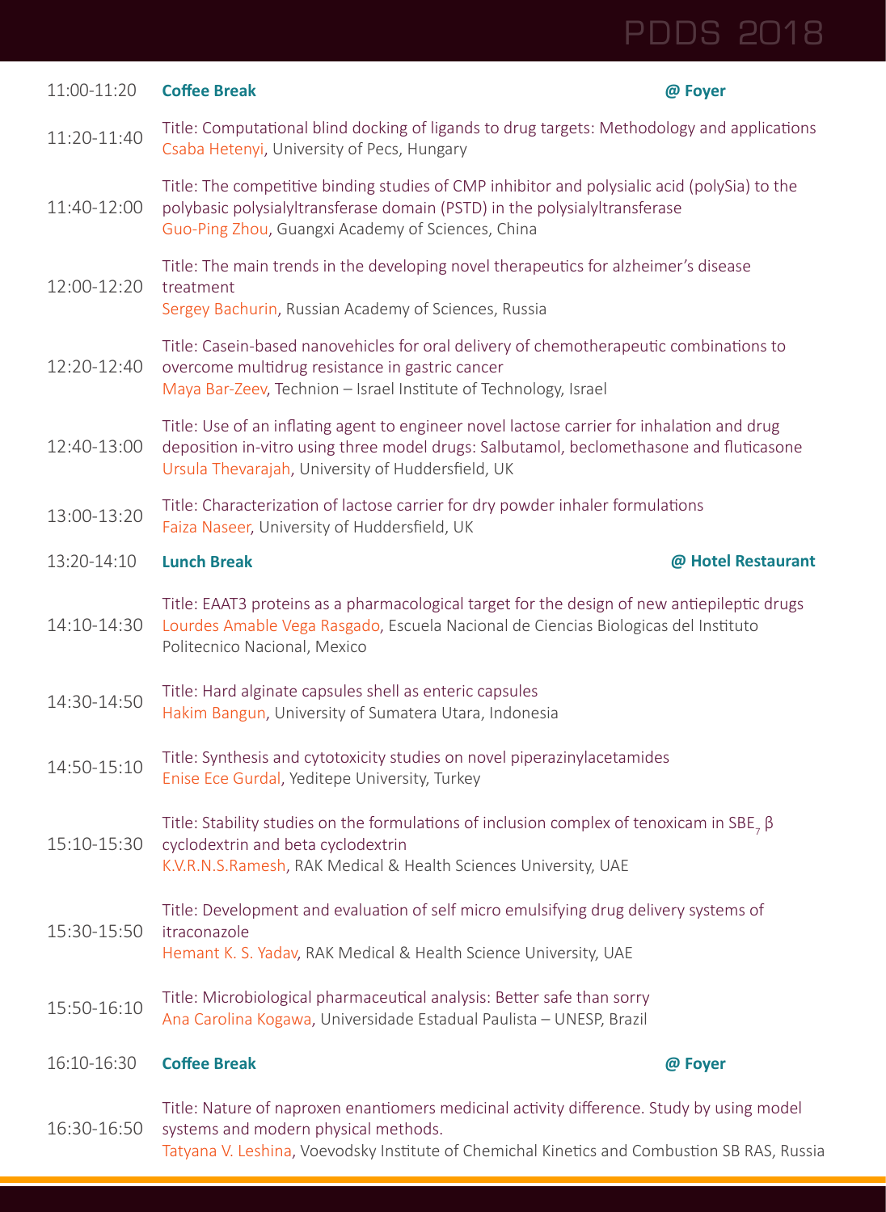| Time | Session | |
|---|---|---|
| 11:00-11:20 | **Coffee Break** | **@ Foyer** |
| 11:20-11:40 | Title: Computational blind docking of ligands to drug targets: Methodology and applications<br>Csaba Hetenyi, University of Pecs, Hungary | |
| 11:40-12:00 | Title: The competitive binding studies of CMP inhibitor and polysialic acid (polySia) to the polybasic polysialyltransferase domain (PSTD) in the polysialyltransferase<br>Guo-Ping Zhou, Guangxi Academy of Sciences, China | |
| 12:00-12:20 | Title: The main trends in the developing novel therapeutics for alzheimer's disease treatment<br>Sergey Bachurin, Russian Academy of Sciences, Russia | |
| 12:20-12:40 | Title: Casein-based nanovehicles for oral delivery of chemotherapeutic combinations to overcome multidrug resistance in gastric cancer<br>Maya Bar-Zeev, Technion – Israel Institute of Technology, Israel | |
| 12:40-13:00 | Title: Use of an inflating agent to engineer novel lactose carrier for inhalation and drug deposition in-vitro using three model drugs: Salbutamol, beclomethasone and fluticasone<br>Ursula Thevarajah, University of Huddersfield, UK | |
| 13:00-13:20 | Title: Characterization of lactose carrier for dry powder inhaler formulations<br>Faiza Naseer, University of Huddersfield, UK | |
| 13:20-14:10 | **Lunch Break** | **@ Hotel Restaurant** |
| 14:10-14:30 | Title: EAAT3 proteins as a pharmacological target for the design of new antiepileptic drugs<br>Lourdes Amable Vega Rasgado, Escuela Nacional de Ciencias Biologicas del Instituto Politecnico Nacional, Mexico | |
| 14:30-14:50 | Title: Hard alginate capsules shell as enteric capsules<br>Hakim Bangun, University of Sumatera Utara, Indonesia | |
| 14:50-15:10 | Title: Synthesis and cytotoxicity studies on novel piperazinylacetamides<br>Enise Ece Gurdal, Yeditepe University, Turkey | |
| 15:10-15:30 | Title: Stability studies on the formulations of inclusion complex of tenoxicam in $SBE_7$ β cyclodextrin and beta cyclodextrin<br>K.V.R.N.S.Ramesh, RAK Medical & Health Sciences University, UAE | |
| 15:30-15:50 | Title: Development and evaluation of self micro emulsifying drug delivery systems of itraconazole<br>Hemant K. S. Yadav, RAK Medical & Health Science University, UAE | |
| 15:50-16:10 | Title: Microbiological pharmaceutical analysis: Better safe than sorry<br>Ana Carolina Kogawa, Universidade Estadual Paulista – UNESP, Brazil | |
| 16:10-16:30 | **Coffee Break** | **@ Foyer** |
| 16:30-16:50 | Title: Nature of naproxen enantiomers medicinal activity difference. Study by using model systems and modern physical methods.<br>Tatyana V. Leshina, Voevodsky Institute of Chemichal Kinetics and Combustion SB RAS, Russia | |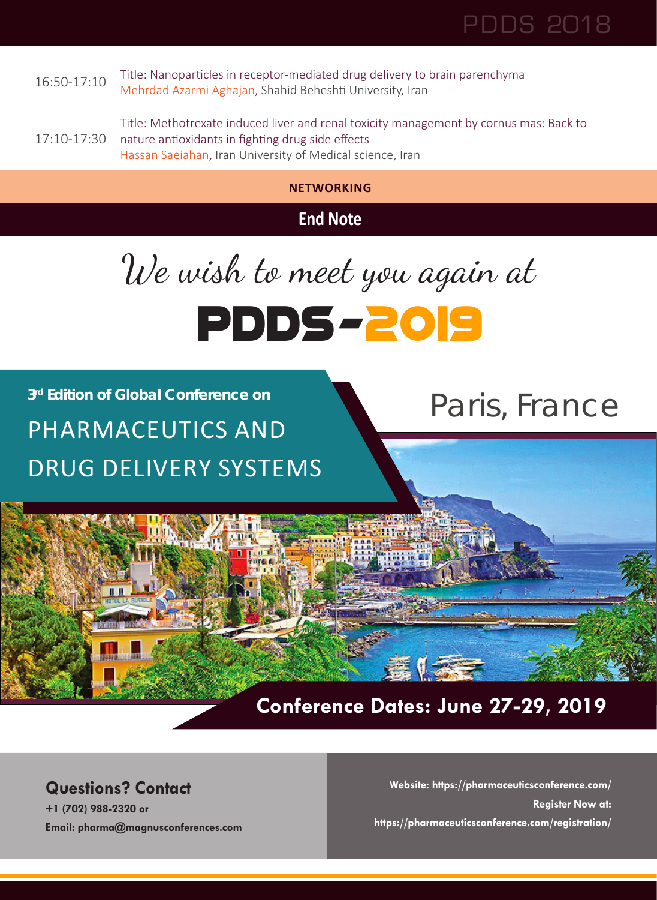16:50-17:10 Title: Nanoparticles in receptor-mediated drug delivery to brain parenchyma
Mehrdad Azarmi Aghajan, Shahid Beheshti University, Iran

17:10-17:30 Title: Methotrexate induced liver and renal toxicity management by cornus mas: Back to nature antioxidants in fighting drug side effects
Hassan Saeiahan, Iran University of Medical science, Iran

**NETWORKING**

## End Note

*We wish to meet you again at*

# PDDS-2019

**3rd Edition of Global Conference on**

PHARMACEUTICS AND DRUG DELIVERY SYSTEMS

Paris, France

**Conference Dates: June 27-29, 2019**

**Questions? Contact**

**+1 (702) 988-2320 or**

**Email: pharma@magnusconferences.com**

**Website: https://pharmaceuticsconference.com/**

**Register Now at:**

**https://pharmaceuticsconference.com/registration/**